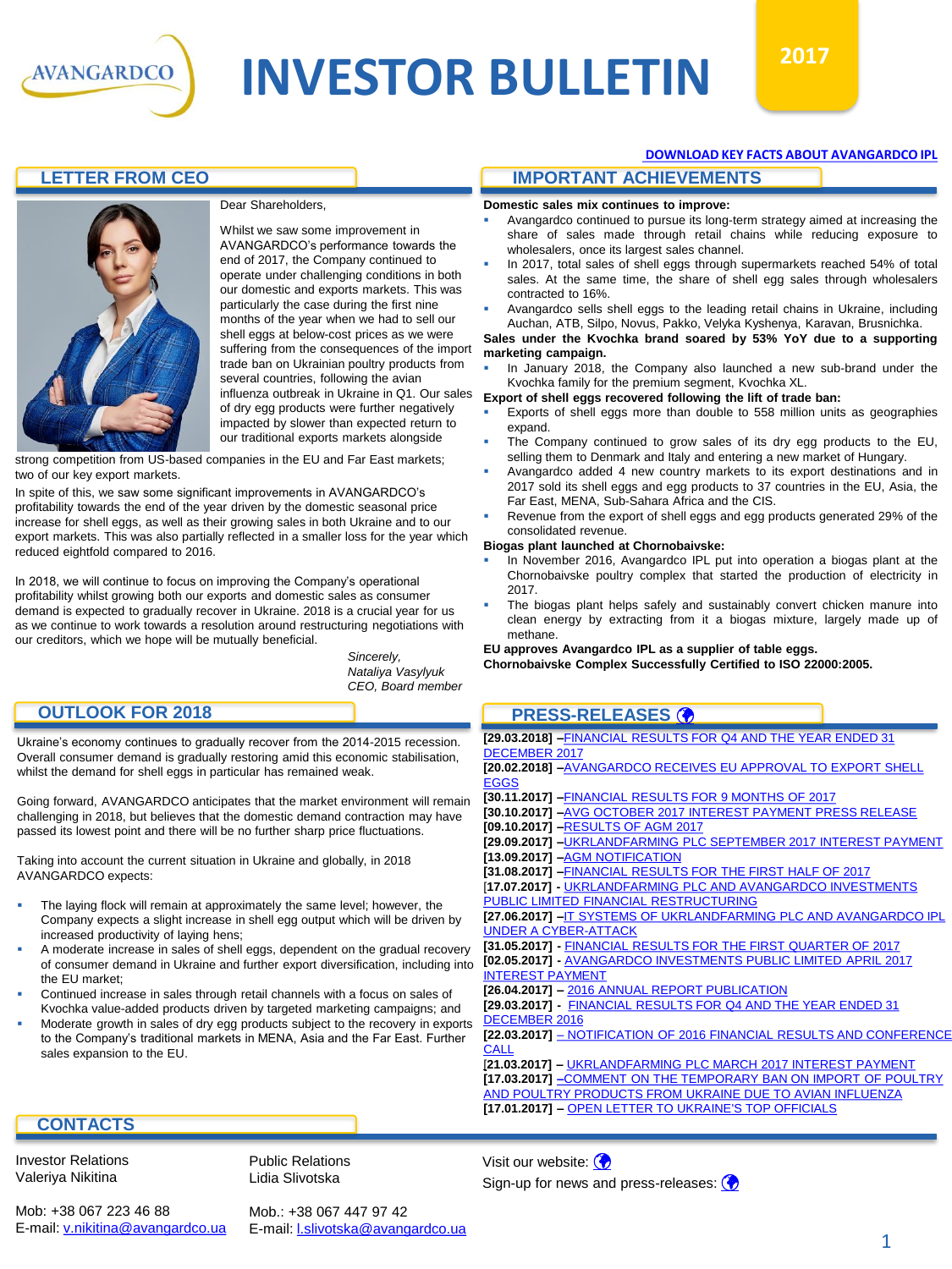# INVESTOR BULLETIN

2017

DOWNLOAD KEY FACTS ABOUT AVANGARDCO IPL

## LETTER FROM CEO

Dear Shareholders,

Whilst we saw some improvement in AVANGARDCO's performance towards the end of 2017, the Company continued to operate under challenging conditions in both our domestic and exports markets. This was particularly the case during the first nine months of the year when we had to sell our shell eggs at below-cost prices as we were suffering from the consequences of the import trade ban on Ukrainian poultry products from several countries, following the avian influenza outbreak in Ukraine in Q1. Our sales of dry egg products were further negatively impacted by slower than expected return to our traditional exports markets alongside strong competition from US-based companies in the EU and Far East markets; two of our key export markets.

In spite of this, we saw some significant improvements in AVANGARDCO's profitability towards the end of the year driven by the domestic seasonal price increase for shell eggs, as well as their growing sales in both Ukraine and to our export markets. This was also partially reflected in a smaller loss for the year which reduced eightfold compared to 2016.

In 2018, we will continue to focus on improving the Company's operational profitability whilst growing both our exports and domestic sales as consumer demand is expected to gradually recover in Ukraine. 2018 is a crucial year for us as we continue to work towards a resolution around restructuring negotiations with our creditors, which we hope will be mutually beneficial.

*Sincerely,*
*Nataliya Vasylyuk*
*CEO, Board member*

## IMPORTANT ACHIEVEMENTS

**Domestic sales mix continues to improve:**

- Avangardco continued to pursue its long-term strategy aimed at increasing the share of sales made through retail chains while reducing exposure to wholesalers, once its largest sales channel.
- In 2017, total sales of shell eggs through supermarkets reached 54% of total sales. At the same time, the share of shell egg sales through wholesalers contracted to 16%.
- Avangardco sells shell eggs to the leading retail chains in Ukraine, including Auchan, ATB, Silpo, Novus, Pakko, Velyka Kyshenya, Karavan, Brusnichka.

**Sales under the Kvochka brand soared by 53% YoY due to a supporting marketing campaign.**

- In January 2018, the Company also launched a new sub-brand under the Kvochka family for the premium segment, Kvochka XL.

**Export of shell eggs recovered following the lift of trade ban:**

- Exports of shell eggs more than double to 558 million units as geographies expand.
- The Company continued to grow sales of its dry egg products to the EU, selling them to Denmark and Italy and entering a new market of Hungary.
- Avangardco added 4 new country markets to its export destinations and in 2017 sold its shell eggs and egg products to 37 countries in the EU, Asia, the Far East, MENA, Sub-Sahara Africa and the CIS.
- Revenue from the export of shell eggs and egg products generated 29% of the consolidated revenue.

**Biogas plant launched at Chornobaivske:**

- In November 2016, Avangardco IPL put into operation a biogas plant at the Chornobaivske poultry complex that started the production of electricity in 2017.
- The biogas plant helps safely and sustainably convert chicken manure into clean energy by extracting from it a biogas mixture, largely made up of methane.

**EU approves Avangardco IPL as a supplier of table eggs.**

**Chornobaivske Complex Successfully Certified to ISO 22000:2005.**

## OUTLOOK FOR 2018

Ukraine's economy continues to gradually recover from the 2014-2015 recession. Overall consumer demand is gradually restoring amid this economic stabilisation, whilst the demand for shell eggs in particular has remained weak.

Going forward, AVANGARDCO anticipates that the market environment will remain challenging in 2018, but believes that the domestic demand contraction may have passed its lowest point and there will be no further sharp price fluctuations.

Taking into account the current situation in Ukraine and globally, in 2018 AVANGARDCO expects:

- The laying flock will remain at approximately the same level; however, the Company expects a slight increase in shell egg output which will be driven by increased productivity of laying hens;
- A moderate increase in sales of shell eggs, dependent on the gradual recovery of consumer demand in Ukraine and further export diversification, including into the EU market;
- Continued increase in sales through retail channels with a focus on sales of Kvochka value-added products driven by targeted marketing campaigns; and
- Moderate growth in sales of dry egg products subject to the recovery in exports to the Company's traditional markets in MENA, Asia and the Far East. Further sales expansion to the EU.

## PRESS-RELEASES

**[29.03.2018]** – FINANCIAL RESULTS FOR Q4 AND THE YEAR ENDED 31 DECEMBER 2017
**[20.02.2018]** – AVANGARDCO RECEIVES EU APPROVAL TO EXPORT SHELL EGGS
**[30.11.2017]** – FINANCIAL RESULTS FOR 9 MONTHS OF 2017
**[30.10.2017]** – AVG OCTOBER 2017 INTEREST PAYMENT PRESS RELEASE
**[09.10.2017]** – RESULTS OF AGM 2017
**[29.09.2017]** – UKRLANDFARMING PLC SEPTEMBER 2017 INTEREST PAYMENT
**[13.09.2017]** – AGM NOTIFICATION
**[31.08.2017]** – FINANCIAL RESULTS FOR THE FIRST HALF OF 2017
**[17.07.2017]** - UKRLANDFARMING PLC AND AVANGARDCO INVESTMENTS PUBLIC LIMITED FINANCIAL RESTRUCTURING
**[27.06.2017]** – IT SYSTEMS OF UKRLANDFARMING PLC AND AVANGARDCO IPL UNDER A CYBER-ATTACK
**[31.05.2017]** - FINANCIAL RESULTS FOR THE FIRST QUARTER OF 2017
**[02.05.2017]** - AVANGARDCO INVESTMENTS PUBLIC LIMITED APRIL 2017 INTEREST PAYMENT
**[26.04.2017]** – 2016 ANNUAL REPORT PUBLICATION
**[29.03.2017]** - FINANCIAL RESULTS FOR Q4 AND THE YEAR ENDED 31 DECEMBER 2016
**[22.03.2017]** – NOTIFICATION OF 2016 FINANCIAL RESULTS AND CONFERENCE CALL
**[21.03.2017]** – UKRLANDFARMING PLC MARCH 2017 INTEREST PAYMENT
**[17.03.2017]** – COMMENT ON THE TEMPORARY BAN ON IMPORT OF POULTRY AND POULTRY PRODUCTS FROM UKRAINE DUE TO AVIAN INFLUENZA
**[17.01.2017]** – OPEN LETTER TO UKRAINE'S TOP OFFICIALS

## CONTACTS

Investor Relations
Valeriya Nikitina

Mob: +38 067 223 46 88
E-mail: v.nikitina@avangardco.ua

Public Relations
Lidia Slivotska

Mob.: +38 067 447 97 42
E-mail: l.slivotska@avangardco.ua

Visit our website:

Sign-up for news and press-releases: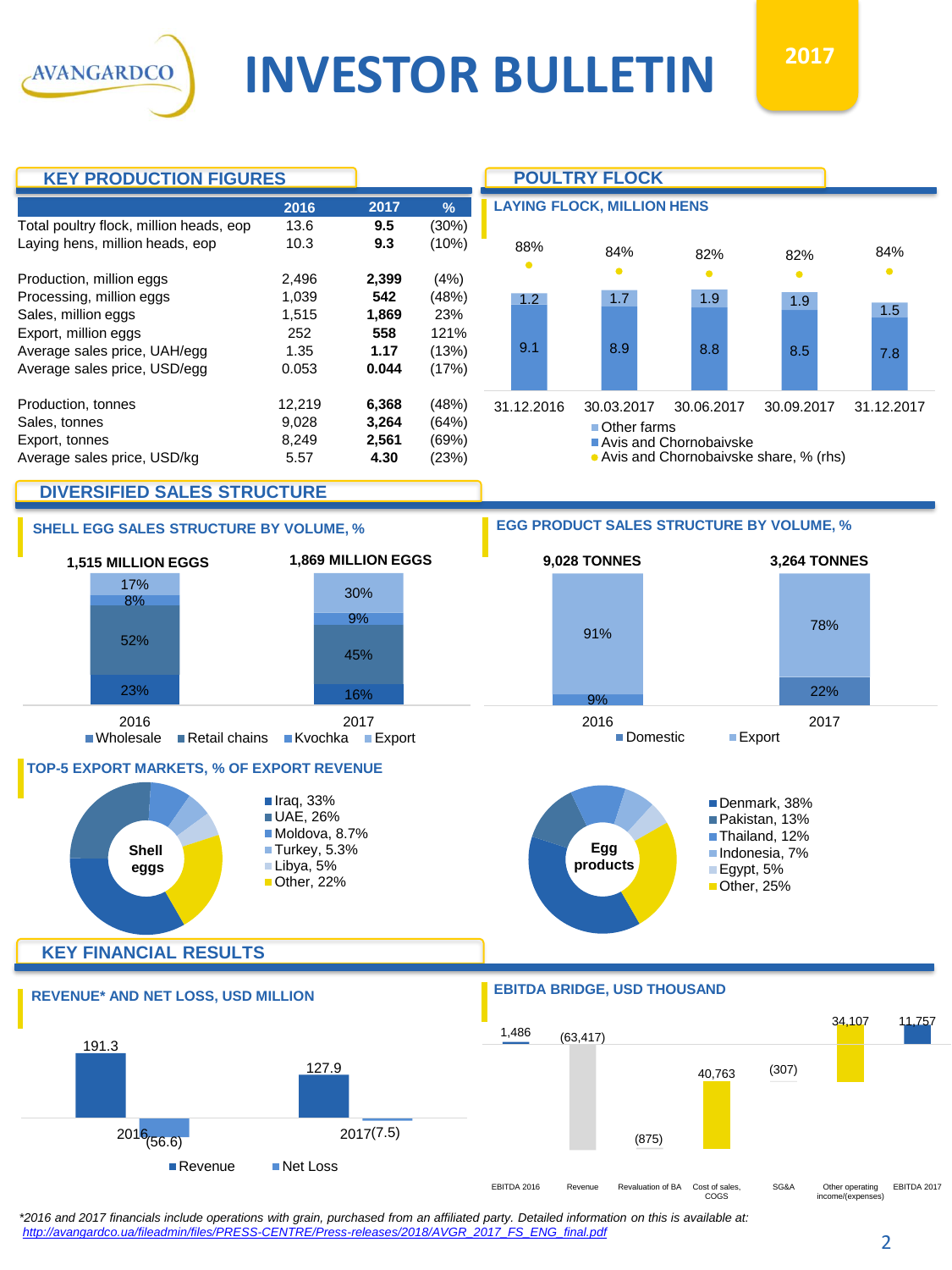# INVESTOR BULLETIN

2017

## KEY PRODUCTION FIGURES

| | 2016 | 2017 | % |
|---|---|---|---|
| Total poultry flock, million heads, eop | 13.6 | **9.5** | (30%) |
| Laying hens, million heads, eop | 10.3 | **9.3** | (10%) |
| Production, million eggs | 2,496 | **2,399** | (4%) |
| Processing, million eggs | 1,039 | **542** | (48%) |
| Sales, million eggs | 1,515 | **1,869** | 23% |
| Export, million eggs | 252 | **558** | 121% |
| Average sales price, UAH/egg | 1.35 | **1.17** | (13%) |
| Average sales price, USD/egg | 0.053 | **0.044** | (17%) |
| Production, tonnes | 12,219 | **6,368** | (48%) |
| Sales, tonnes | 9,028 | **3,264** | (64%) |
| Export, tonnes | 8,249 | **2,561** | (69%) |
| Average sales price, USD/kg | 5.57 | **4.30** | (23%) |

## POULTRY FLOCK

### LAYING FLOCK, MILLION HENS

| | 31.12.2016 | 30.03.2017 | 30.06.2017 | 30.09.2017 | 31.12.2017 |
|---|---|---|---|---|---|
| Other farms | 1.2 | 1.7 | 1.9 | 1.9 | 1.5 |
| Avis and Chornobaivske | 9.1 | 8.9 | 8.8 | 8.5 | 7.8 |
| Avis and Chornobaivske share, % (rhs) | 88% | 84% | 82% | 82% | 84% |

## DIVERSIFIED SALES STRUCTURE

### SHELL EGG SALES STRUCTURE BY VOLUME, %

| | 2016 (1,515 MILLION EGGS) | 2017 (1,869 MILLION EGGS) |
|---|---|---|
| Wholesale | 23% | 16% |
| Retail chains | 52% | 45% |
| Kvochka | 8% | 9% |
| Export | 17% | 30% |

### EGG PRODUCT SALES STRUCTURE BY VOLUME, %

| | 2016 (9,028 TONNES) | 2017 (3,264 TONNES) |
|---|---|---|
| Domestic | 9% | 22% |
| Export | 91% | 78% |

### TOP-5 EXPORT MARKETS, % OF EXPORT REVENUE

**Shell eggs**
- Iraq, 33%
- UAE, 26%
- Moldova, 8.7%
- Turkey, 5.3%
- Libya, 5%
- Other, 22%

**Egg products**
- Denmark, 38%
- Pakistan, 13%
- Thailand, 12%
- Indonesia, 7%
- Egypt, 5%
- Other, 25%

## KEY FINANCIAL RESULTS

### REVENUE* AND NET LOSS, USD MILLION

| | 2016 | 2017 |
|---|---|---|
| Revenue | 191.3 | 127.9 |
| Net Loss | (56.6) | (7.5) |

### EBITDA BRIDGE, USD THOUSAND

| Item | Value |
|---|---|
| EBITDA 2016 | 1,486 |
| Revenue | (63,417) |
| Revaluation of BA | (875) |
| Cost of sales, COGS | 40,763 |
| SG&A | (307) |
| Other operating income/(expenses) | 34,107 |
| EBITDA 2017 | 11,757 |

*2016 and 2017 financials include operations with grain, purchased from an affiliated party. Detailed information on this is available at: http://avangardco.ua/fileadmin/files/PRESS-CENTRE/Press-releases/2018/AVGR_2017_FS_ENG_final.pdf*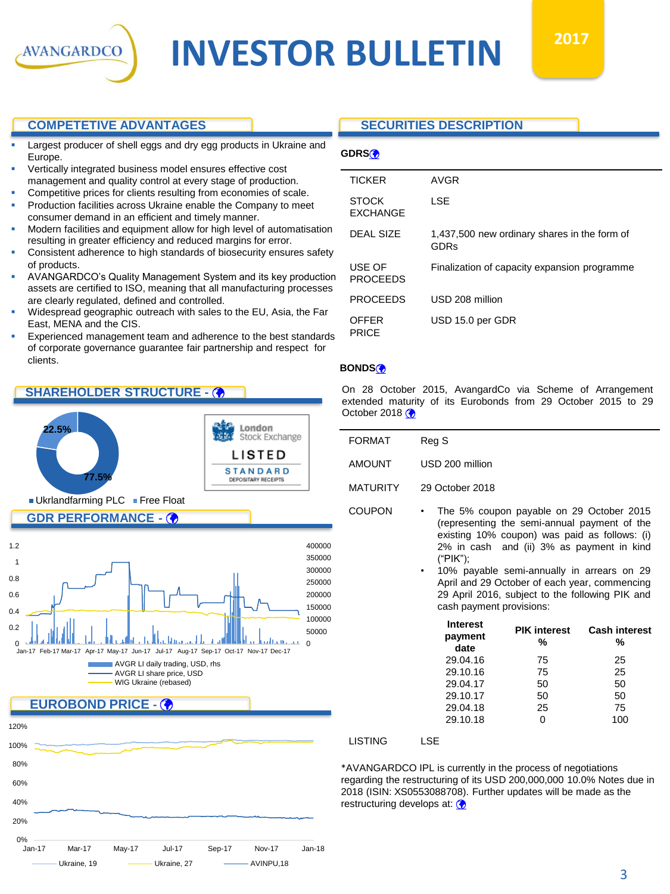# AVANGARDCO INVESTOR BULLETIN

2017

## COMPETETIVE ADVANTAGES

- Largest producer of shell eggs and dry egg products in Ukraine and Europe.
- Vertically integrated business model ensures effective cost management and quality control at every stage of production.
- Competitive prices for clients resulting from economies of scale.
- Production facilities across Ukraine enable the Company to meet consumer demand in an efficient and timely manner.
- Modern facilities and equipment allow for high level of automatisation resulting in greater efficiency and reduced margins for error.
- Consistent adherence to high standards of biosecurity ensures safety of products.
- AVANGARDCO's Quality Management System and its key production assets are certified to ISO, meaning that all manufacturing processes are clearly regulated, defined and controlled.
- Widespread geographic outreach with sales to the EU, Asia, the Far East, MENA and the CIS.
- Experienced management team and adherence to the best standards of corporate governance guarantee fair partnership and respect for clients.

## SHAREHOLDER STRUCTURE -

- Ukrlandfarming PLC: 77.5%
- Free Float: 22.5%

London Stock Exchange LISTED STANDARD DEPOSITARY RECEIPTS

## GDR PERFORMANCE -

Chart legend: AVGR LI daily trading, USD, rhs; AVGR LI share price, USD; WIG Ukraine (rebased)

## EUROBOND PRICE -

Chart legend: Ukraine, 19; Ukraine, 27; AVINPU,18

## SECURITIES DESCRIPTION

### GDRS

| | |
|---|---|
| TICKER | AVGR |
| STOCK EXCHANGE | LSE |
| DEAL SIZE | 1,437,500 new ordinary shares in the form of GDRs |
| USE OF PROCEEDS | Finalization of capacity expansion programme |
| PROCEEDS | USD 208 million |
| OFFER PRICE | USD 15.0 per GDR |

### BONDS

On 28 October 2015, AvangardCo via Scheme of Arrangement extended maturity of its Eurobonds from 29 October 2015 to 29 October 2018

| | |
|---|---|
| FORMAT | Reg S |
| AMOUNT | USD 200 million |
| MATURITY | 29 October 2018 |
| COUPON | • The 5% coupon payable on 29 October 2015 (representing the semi-annual payment of the existing 10% coupon) was paid as follows: (i) 2% in cash and (ii) 3% as payment in kind ("PIK"); • 10% payable semi-annually in arrears on 29 April and 29 October of each year, commencing 29 April 2016, subject to the following PIK and cash payment provisions: |

| Interest payment date | PIK interest % | Cash interest % |
|---|---|---|
| 29.04.16 | 75 | 25 |
| 29.10.16 | 75 | 25 |
| 29.04.17 | 50 | 50 |
| 29.10.17 | 50 | 50 |
| 29.04.18 | 25 | 75 |
| 29.10.18 | 0 | 100 |

| | |
|---|---|
| LISTING | LSE |

*AVANGARDCO IPL is currently in the process of negotiations regarding the restructuring of its USD 200,000,000 10.0% Notes due in 2018 (ISIN: XS0553088708). Further updates will be made as the restructuring develops at: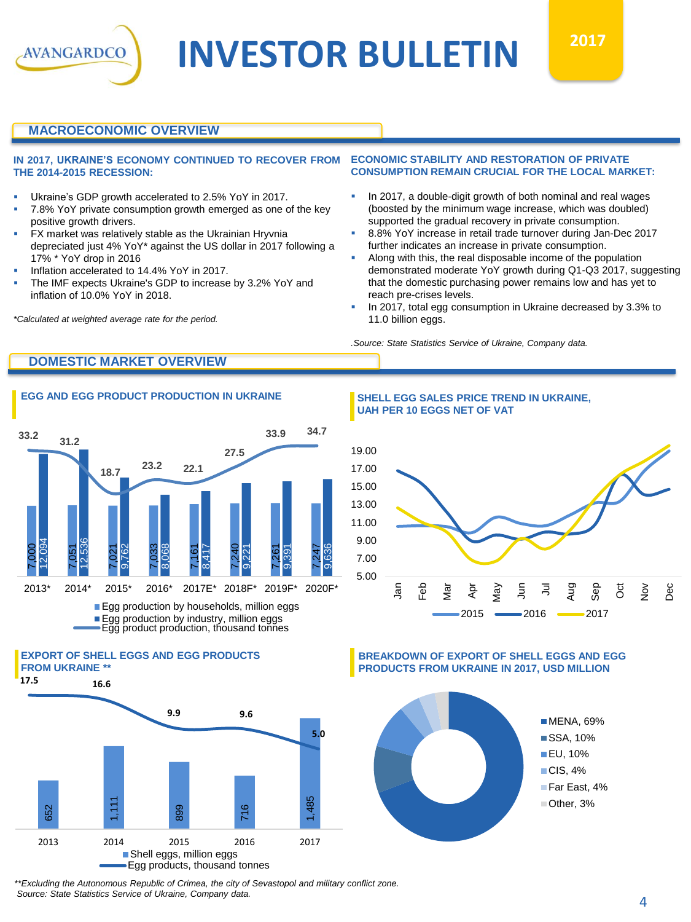# INVESTOR BULLETIN

2017

## MACROECONOMIC OVERVIEW

**IN 2017, UKRAINE'S ECONOMY CONTINUED TO RECOVER FROM THE 2014-2015 RECESSION:**

- Ukraine's GDP growth accelerated to 2.5% YoY in 2017.
- 7.8% YoY private consumption growth emerged as one of the key positive growth drivers.
- FX market was relatively stable as the Ukrainian Hryvnia depreciated just 4% YoY* against the US dollar in 2017 following a 17% * YoY drop in 2016
- Inflation accelerated to 14.4% YoY in 2017.
- The IMF expects Ukraine's GDP to increase by 3.2% YoY and inflation of 10.0% YoY in 2018.

*\*Calculated at weighted average rate for the period.*

**ECONOMIC STABILITY AND RESTORATION OF PRIVATE CONSUMPTION REMAIN CRUCIAL FOR THE LOCAL MARKET:**

- In 2017, a double-digit growth of both nominal and real wages (boosted by the minimum wage increase, which was doubled) supported the gradual recovery in private consumption.
- 8.8% YoY increase in retail trade turnover during Jan-Dec 2017 further indicates an increase in private consumption.
- Along with this, the real disposable income of the population demonstrated moderate YoY growth during Q1-Q3 2017, suggesting that the domestic purchasing power remains low and has yet to reach pre-crises levels.
- In 2017, total egg consumption in Ukraine decreased by 3.3% to 11.0 billion eggs.

*.Source: State Statistics Service of Ukraine, Company data.*

## DOMESTIC MARKET OVERVIEW

### EGG AND EGG PRODUCT PRODUCTION IN UKRAINE

| | 2013* | 2014* | 2015* | 2016* | 2017E* | 2018F* | 2019F* | 2020F* |
|---|---|---|---|---|---|---|---|---|
| Egg production by households, million eggs | 7,000 | 7,051 | 7,021 | 7,033 | 7,161 | 7,240 | 7,261 | 7,247 |
| Egg production by industry, million eggs | 12,094 | 12,536 | 9,762 | 8,068 | 8,417 | 9,221 | 9,391 | 9,636 |
| Egg product production, thousand tonnes | 33.2 | 31.2 | 18.7 | 23.2 | 22.1 | 27.5 | 33.9 | 34.7 |

### SHELL EGG SALES PRICE TREND IN UKRAINE, UAH PER 10 EGGS NET OF VAT

(Line chart: 2015, 2016, 2017; Jan–Dec; axis 5.00–19.00)

### EXPORT OF SHELL EGGS AND EGG PRODUCTS FROM UKRAINE **

| | 2013 | 2014 | 2015 | 2016 | 2017 |
|---|---|---|---|---|---|
| Shell eggs, million eggs | 652 | 1,111 | 899 | 716 | 1,485 |
| Egg products, thousand tonnes | 17.5 | 16.6 | 9.9 | 9.6 | 5.0 |

### BREAKDOWN OF EXPORT OF SHELL EGGS AND EGG PRODUCTS FROM UKRAINE IN 2017, USD MILLION

- MENA, 69%
- SSA, 10%
- EU, 10%
- CIS, 4%
- Far East, 4%
- Other, 3%

*\*\*Excluding the Autonomous Republic of Crimea, the city of Sevastopol and military conflict zone.*
*Source: State Statistics Service of Ukraine, Company data.*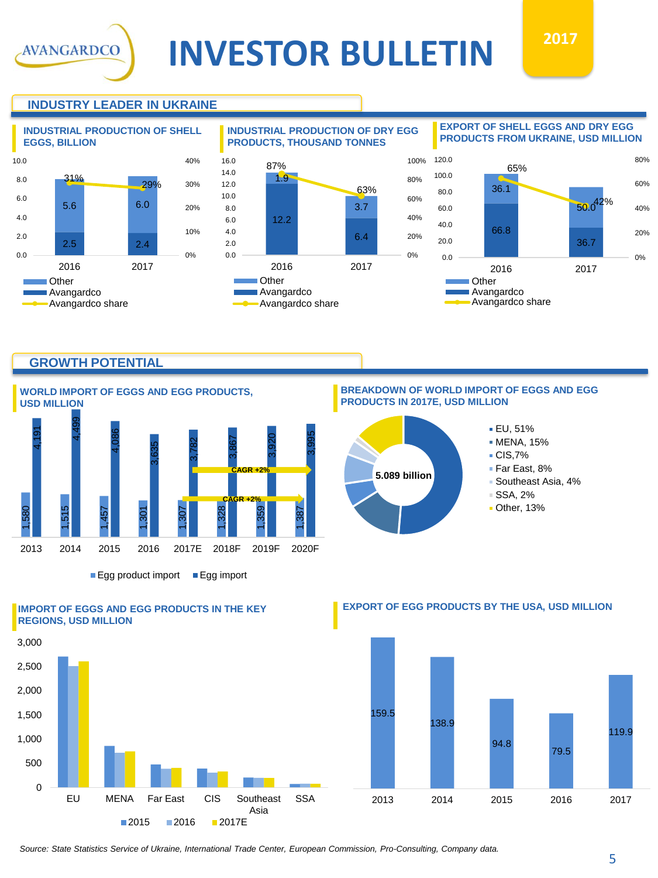AVANGARDCO

# INVESTOR BULLETIN

2017

## INDUSTRY LEADER IN UKRAINE

### INDUSTRIAL PRODUCTION OF SHELL EGGS, BILLION

10.0
8.0
6.0
4.0
2.0
0.0

40%
30%
20%
10%
0%

31%
29%
5.6
6.0
2.5
2.4
2016
2017

Other
Avangardco
Avangardco share

### INDUSTRIAL PRODUCTION OF DRY EGG PRODUCTS, THOUSAND TONNES

16.0
14.0
12.0
10.0
8.0
6.0
4.0
2.0
0.0

100%
80%
60%
40%
20%
0%

87%
1.9
63%
3.7
12.2
6.4
2016
2017

Other
Avangardco
Avangardco share

### EXPORT OF SHELL EGGS AND DRY EGG PRODUCTS FROM UKRAINE, USD MILLION

120.0
100.0
80.0
60.0
40.0
20.0
0.0

80%
60%
40%
20%
0%

65%
36.1
42%
50.0
66.8
36.7
2016
2017

Other
Avangardco
Avangardco share

## GROWTH POTENTIAL

### WORLD IMPORT OF EGGS AND EGG PRODUCTS, USD MILLION

1,580
4,191
1,515
4,499
1,457
4,086
1,301
3,635
1,307
3,782
1,328
3,867
1,359
3,920
1,387
3,995
CAGR +2%
CAGR +2%
2013
2014
2015
2016
2017E
2018F
2019F
2020F

Egg product import
Egg import

### BREAKDOWN OF WORLD IMPORT OF EGGS AND EGG PRODUCTS IN 2017E, USD MILLION

5.089 billion

- EU, 51%
- MENA, 15%
- CIS,7%
- Far East, 8%
- Southeast Asia, 4%
- SSA, 2%
- Other, 13%

### IMPORT OF EGGS AND EGG PRODUCTS IN THE KEY REGIONS, USD MILLION

3,000
2,500
2,000
1,500
1,000
500
0

EU
MENA
Far East
CIS
Southeast Asia
SSA

2015
2016
2017E

### EXPORT OF EGG PRODUCTS BY THE USA, USD MILLION

159.5
138.9
94.8
79.5
119.9
2013
2014
2015
2016
2017

*Source: State Statistics Service of Ukraine, International Trade Center, European Commission, Pro-Consulting, Company data.*